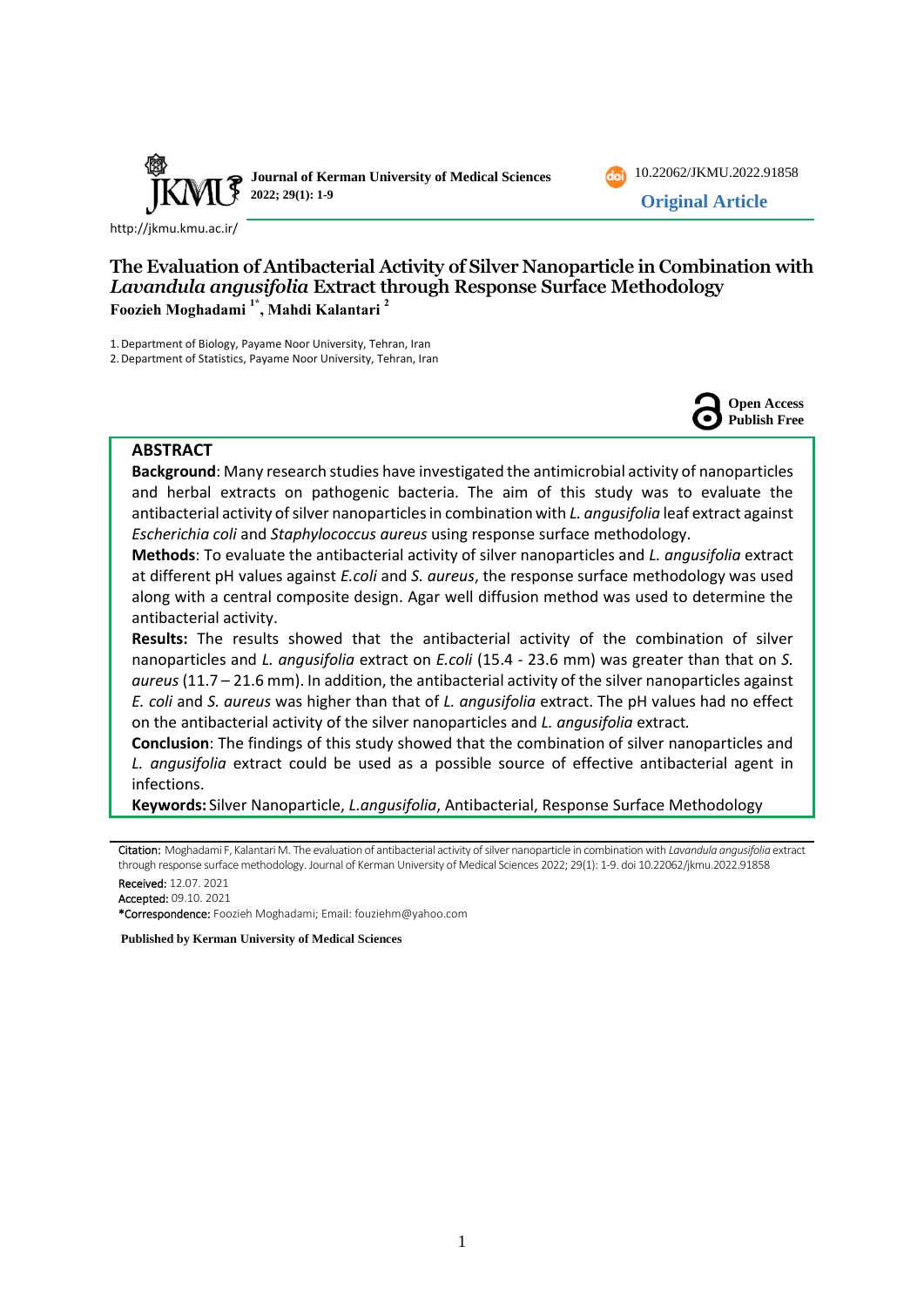Journal of Kerman University of Medical Sciences
2022; 29(1): 1-9

10.22062/JKMU.2022.91858

**Original Article**

http://jkmu.kmu.ac.ir/

# The Evaluation of Antibacterial Activity of Silver Nanoparticle in Combination with *Lavandula angusifolia* Extract through Response Surface Methodology

**Foozieh Moghadami [1*], Mahdi Kalantari [2]**

1. Department of Biology, Payame Noor University, Tehran, Iran
2. Department of Statistics, Payame Noor University, Tehran, Iran

Open Access
Publish Free

## ABSTRACT

**Background**: Many research studies have investigated the antimicrobial activity of nanoparticles and herbal extracts on pathogenic bacteria. The aim of this study was to evaluate the antibacterial activity of silver nanoparticles in combination with *L. angusifolia* leaf extract against *Escherichia coli* and *Staphylococcus aureus* using response surface methodology.

**Methods**: To evaluate the antibacterial activity of silver nanoparticles and *L. angusifolia* extract at different pH values against *E.coli* and *S. aureus*, the response surface methodology was used along with a central composite design. Agar well diffusion method was used to determine the antibacterial activity.

**Results:** The results showed that the antibacterial activity of the combination of silver nanoparticles and *L. angusifolia* extract on *E.coli* (15.4 - 23.6 mm) was greater than that on *S. aureus* (11.7 – 21.6 mm). In addition, the antibacterial activity of the silver nanoparticles against *E. coli* and *S. aureus* was higher than that of *L. angusifolia* extract. The pH values had no effect on the antibacterial activity of the silver nanoparticles and *L. angusifolia* extract.

**Conclusion**: The findings of this study showed that the combination of silver nanoparticles and *L. angusifolia* extract could be used as a possible source of effective antibacterial agent in infections.

**Keywords:** Silver Nanoparticle, *L.angusifolia*, Antibacterial, Response Surface Methodology

Citation: Moghadami F, Kalantari M. The evaluation of antibacterial activity of silver nanoparticle in combination with *Lavandula angusifolia* extract through response surface methodology. Journal of Kerman University of Medical Sciences 2022; 29(1): 1-9. doi 10.22062/jkmu.2022.91858

Received: 12.07. 2021

Accepted: 09.10. 2021

*Correspondence: Foozieh Moghadami; Email: fouziehm@yahoo.com

**Published by Kerman University of Medical Sciences**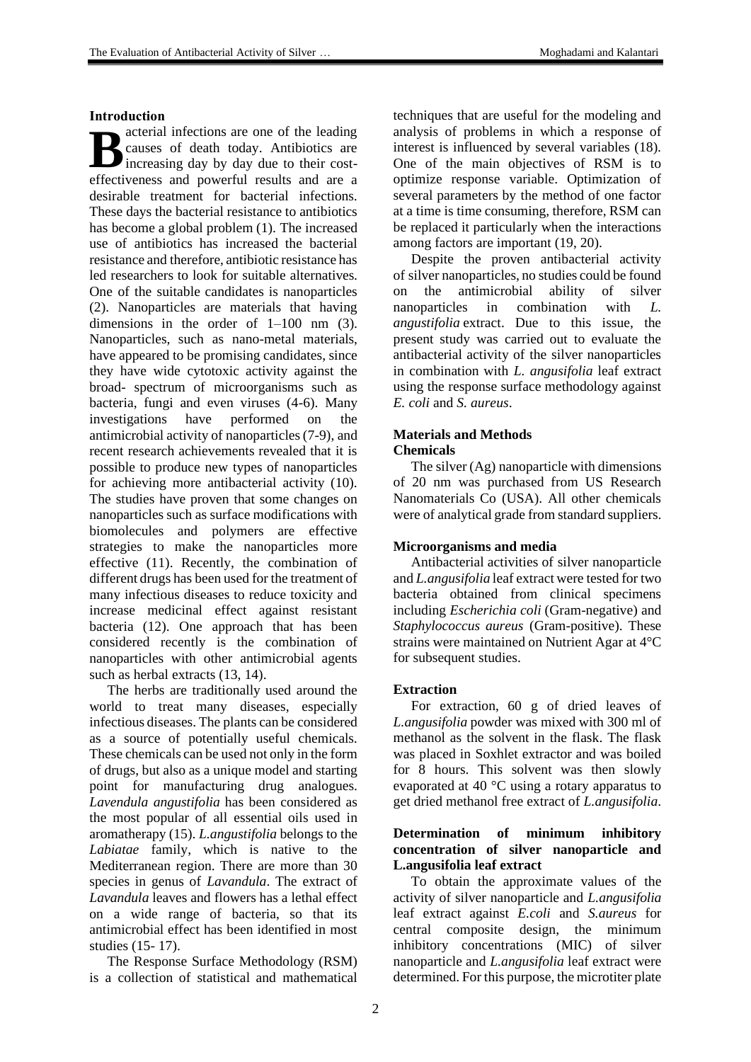## Introduction

Bacterial infections are one of the leading causes of death today. Antibiotics are increasing day by day due to their cost-effectiveness and powerful results and are a desirable treatment for bacterial infections. These days the bacterial resistance to antibiotics has become a global problem (1). The increased use of antibiotics has increased the bacterial resistance and therefore, antibiotic resistance has led researchers to look for suitable alternatives. One of the suitable candidates is nanoparticles (2). Nanoparticles are materials that having dimensions in the order of 1–100 nm (3). Nanoparticles, such as nano-metal materials, have appeared to be promising candidates, since they have wide cytotoxic activity against the broad- spectrum of microorganisms such as bacteria, fungi and even viruses (4-6). Many investigations have performed on the antimicrobial activity of nanoparticles (7-9), and recent research achievements revealed that it is possible to produce new types of nanoparticles for achieving more antibacterial activity (10). The studies have proven that some changes on nanoparticles such as surface modifications with biomolecules and polymers are effective strategies to make the nanoparticles more effective (11). Recently, the combination of different drugs has been used for the treatment of many infectious diseases to reduce toxicity and increase medicinal effect against resistant bacteria (12). One approach that has been considered recently is the combination of nanoparticles with other antimicrobial agents such as herbal extracts (13, 14).

The herbs are traditionally used around the world to treat many diseases, especially infectious diseases. The plants can be considered as a source of potentially useful chemicals. These chemicals can be used not only in the form of drugs, but also as a unique model and starting point for manufacturing drug analogues. *Lavendula angustifolia* has been considered as the most popular of all essential oils used in aromatherapy (15). *L.angustifolia* belongs to the *Labiatae* family, which is native to the Mediterranean region. There are more than 30 species in genus of *Lavandula*. The extract of *Lavandula* leaves and flowers has a lethal effect on a wide range of bacteria, so that its antimicrobial effect has been identified in most studies (15- 17).

The Response Surface Methodology (RSM) is a collection of statistical and mathematical techniques that are useful for the modeling and analysis of problems in which a response of interest is influenced by several variables (18). One of the main objectives of RSM is to optimize response variable. Optimization of several parameters by the method of one factor at a time is time consuming, therefore, RSM can be replaced it particularly when the interactions among factors are important (19, 20).

Despite the proven antibacterial activity of silver nanoparticles, no studies could be found on the antimicrobial ability of silver nanoparticles in combination with *L. angustifolia* extract. Due to this issue, the present study was carried out to evaluate the antibacterial activity of the silver nanoparticles in combination with *L. angusifolia* leaf extract using the response surface methodology against *E. coli* and *S. aureus*.

## Materials and Methods

### Chemicals

The silver (Ag) nanoparticle with dimensions of 20 nm was purchased from US Research Nanomaterials Co (USA). All other chemicals were of analytical grade from standard suppliers.

### Microorganisms and media

Antibacterial activities of silver nanoparticle and *L.angusifolia* leaf extract were tested for two bacteria obtained from clinical specimens including *Escherichia coli* (Gram-negative) and *Staphylococcus aureus* (Gram-positive). These strains were maintained on Nutrient Agar at 4°C for subsequent studies.

### Extraction

For extraction, 60 g of dried leaves of *L.angusifolia* powder was mixed with 300 ml of methanol as the solvent in the flask. The flask was placed in Soxhlet extractor and was boiled for 8 hours. This solvent was then slowly evaporated at 40 °C using a rotary apparatus to get dried methanol free extract of *L.angusifolia*.

### Determination of minimum inhibitory concentration of silver nanoparticle and L.angusifolia leaf extract

To obtain the approximate values of the activity of silver nanoparticle and *L.angusifolia* leaf extract against *E.coli* and *S.aureus* for central composite design, the minimum inhibitory concentrations (MIC) of silver nanoparticle and *L.angusifolia* leaf extract were determined. For this purpose, the microtiter plate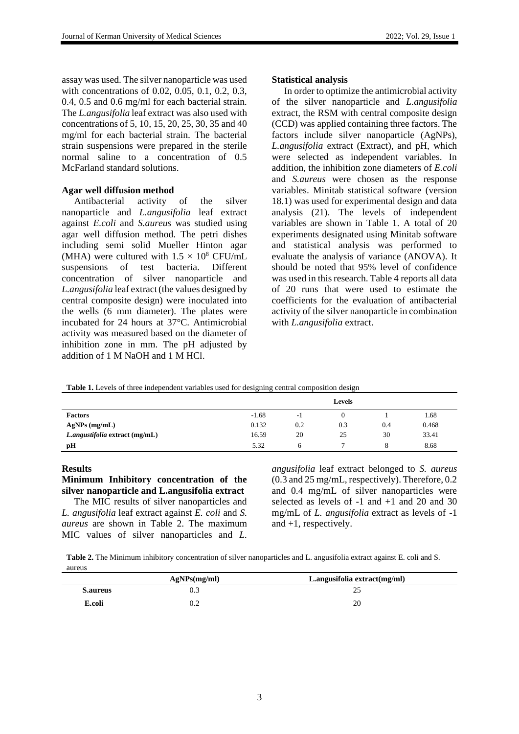assay was used. The silver nanoparticle was used with concentrations of 0.02, 0.05, 0.1, 0.2, 0.3, 0.4, 0.5 and 0.6 mg/ml for each bacterial strain. The *L.angusifolia* leaf extract was also used with concentrations of 5, 10, 15, 20, 25, 30, 35 and 40 mg/ml for each bacterial strain. The bacterial strain suspensions were prepared in the sterile normal saline to a concentration of 0.5 McFarland standard solutions.

**Agar well diffusion method**

Antibacterial activity of the silver nanoparticle and *L.angusifolia* leaf extract against *E.coli* and *S.aureus* was studied using agar well diffusion method. The petri dishes including semi solid Mueller Hinton agar (MHA) were cultured with $1.5 \times 10^8$ CFU/mL suspensions of test bacteria. Different concentration of silver nanoparticle and *L.angusifolia* leaf extract (the values designed by central composite design) were inoculated into the wells (6 mm diameter). The plates were incubated for 24 hours at 37°C. Antimicrobial activity was measured based on the diameter of inhibition zone in mm. The pH adjusted by addition of 1 M NaOH and 1 M HCl.

**Statistical analysis**

In order to optimize the antimicrobial activity of the silver nanoparticle and *L.angusifolia* extract, the RSM with central composite design (CCD) was applied containing three factors. The factors include silver nanoparticle (AgNPs), *L.angusifolia* extract (Extract), and pH, which were selected as independent variables. In addition, the inhibition zone diameters of *E.coli* and *S.aureus* were chosen as the response variables. Minitab statistical software (version 18.1) was used for experimental design and data analysis (21). The levels of independent variables are shown in Table 1. A total of 20 experiments designated using Minitab software and statistical analysis was performed to evaluate the analysis of variance (ANOVA). It should be noted that 95% level of confidence was used in this research. Table 4 reports all data of 20 runs that were used to estimate the coefficients for the evaluation of antibacterial activity of the silver nanoparticle in combination with *L.angusifolia* extract.

**Table 1.** Levels of three independent variables used for designing central composition design

| | Levels | | | | |
|---|---|---|---|---|---|
| **Factors** | -1.68 | -1 | 0 | 1 | 1.68 |
| **AgNPs (mg/mL)** | 0.132 | 0.2 | 0.3 | 0.4 | 0.468 |
| ***L.angustifolia* extract (mg/mL)** | 16.59 | 20 | 25 | 30 | 33.41 |
| **pH** | 5.32 | 6 | 7 | 8 | 8.68 |

## Results

**Minimum Inhibitory concentration of the silver nanoparticle and L.angusifolia extract**

The MIC results of silver nanoparticles and *L. angusifolia* leaf extract against *E. coli* and *S. aureus* are shown in Table 2. The maximum MIC values of silver nanoparticles and *L. angusifolia* leaf extract belonged to *S. aureus* (0.3 and 25 mg/mL, respectively). Therefore, 0.2 and 0.4 mg/mL of silver nanoparticles were selected as levels of -1 and +1 and 20 and 30 mg/mL of *L. angusifolia* extract as levels of -1 and +1, respectively.

**Table 2.** The Minimum inhibitory concentration of silver nanoparticles and L. angusifolia extract against E. coli and S. aureus

| | AgNPs(mg/ml) | L.angusifolia extract(mg/ml) |
|---|---|---|
| **S.aureus** | 0.3 | 25 |
| **E.coli** | 0.2 | 20 |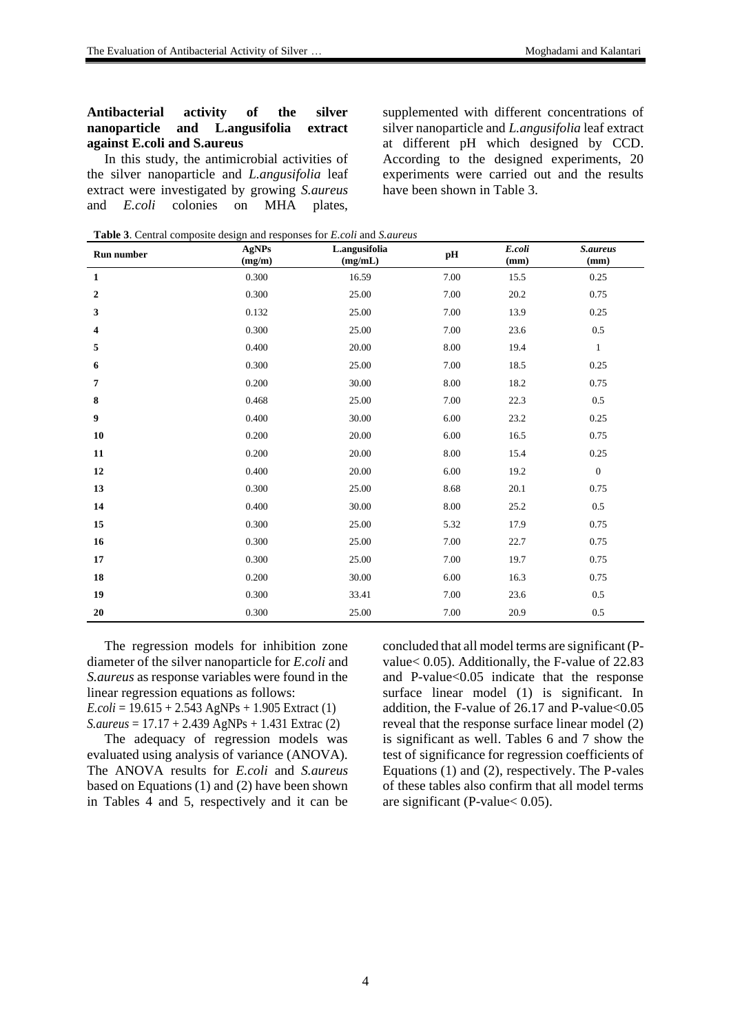**Antibacterial activity of the silver nanoparticle and L.angusifolia extract against E.coli and S.aureus**

In this study, the antimicrobial activities of the silver nanoparticle and *L.angusifolia* leaf extract were investigated by growing *S.aureus* and *E.coli* colonies on MHA plates, supplemented with different concentrations of silver nanoparticle and *L.angusifolia* leaf extract at different pH which designed by CCD. According to the designed experiments, 20 experiments were carried out and the results have been shown in Table 3.

**Table 3**. Central composite design and responses for *E.coli* and *S.aureus*

| Run number | AgNPs (mg/m) | L.angusifolia (mg/mL) | pH | *E.coli* (mm) | *S.aureus* (mm) |
|---|---|---|---|---|---|
| **1** | 0.300 | 16.59 | 7.00 | 15.5 | 0.25 |
| **2** | 0.300 | 25.00 | 7.00 | 20.2 | 0.75 |
| **3** | 0.132 | 25.00 | 7.00 | 13.9 | 0.25 |
| **4** | 0.300 | 25.00 | 7.00 | 23.6 | 0.5 |
| **5** | 0.400 | 20.00 | 8.00 | 19.4 | 1 |
| **6** | 0.300 | 25.00 | 7.00 | 18.5 | 0.25 |
| **7** | 0.200 | 30.00 | 8.00 | 18.2 | 0.75 |
| **8** | 0.468 | 25.00 | 7.00 | 22.3 | 0.5 |
| **9** | 0.400 | 30.00 | 6.00 | 23.2 | 0.25 |
| **10** | 0.200 | 20.00 | 6.00 | 16.5 | 0.75 |
| **11** | 0.200 | 20.00 | 8.00 | 15.4 | 0.25 |
| **12** | 0.400 | 20.00 | 6.00 | 19.2 | 0 |
| **13** | 0.300 | 25.00 | 8.68 | 20.1 | 0.75 |
| **14** | 0.400 | 30.00 | 8.00 | 25.2 | 0.5 |
| **15** | 0.300 | 25.00 | 5.32 | 17.9 | 0.75 |
| **16** | 0.300 | 25.00 | 7.00 | 22.7 | 0.75 |
| **17** | 0.300 | 25.00 | 7.00 | 19.7 | 0.75 |
| **18** | 0.200 | 30.00 | 6.00 | 16.3 | 0.75 |
| **19** | 0.300 | 33.41 | 7.00 | 23.6 | 0.5 |
| **20** | 0.300 | 25.00 | 7.00 | 20.9 | 0.5 |

The regression models for inhibition zone diameter of the silver nanoparticle for *E.coli* and *S.aureus* as response variables were found in the linear regression equations as follows:

*E.coli* = 19.615 + 2.543 AgNPs + 1.905 Extract (1)

*S.aureus* = 17.17 + 2.439 AgNPs + 1.431 Extrac (2)

The adequacy of regression models was evaluated using analysis of variance (ANOVA). The ANOVA results for *E.coli* and *S.aureus* based on Equations (1) and (2) have been shown in Tables 4 and 5, respectively and it can be concluded that all model terms are significant (P-value< 0.05). Additionally, the F-value of 22.83 and P-value<0.05 indicate that the response surface linear model (1) is significant. In addition, the F-value of 26.17 and P-value<0.05 reveal that the response surface linear model (2) is significant as well. Tables 6 and 7 show the test of significance for regression coefficients of Equations (1) and (2), respectively. The P-vales of these tables also confirm that all model terms are significant (P-value< 0.05).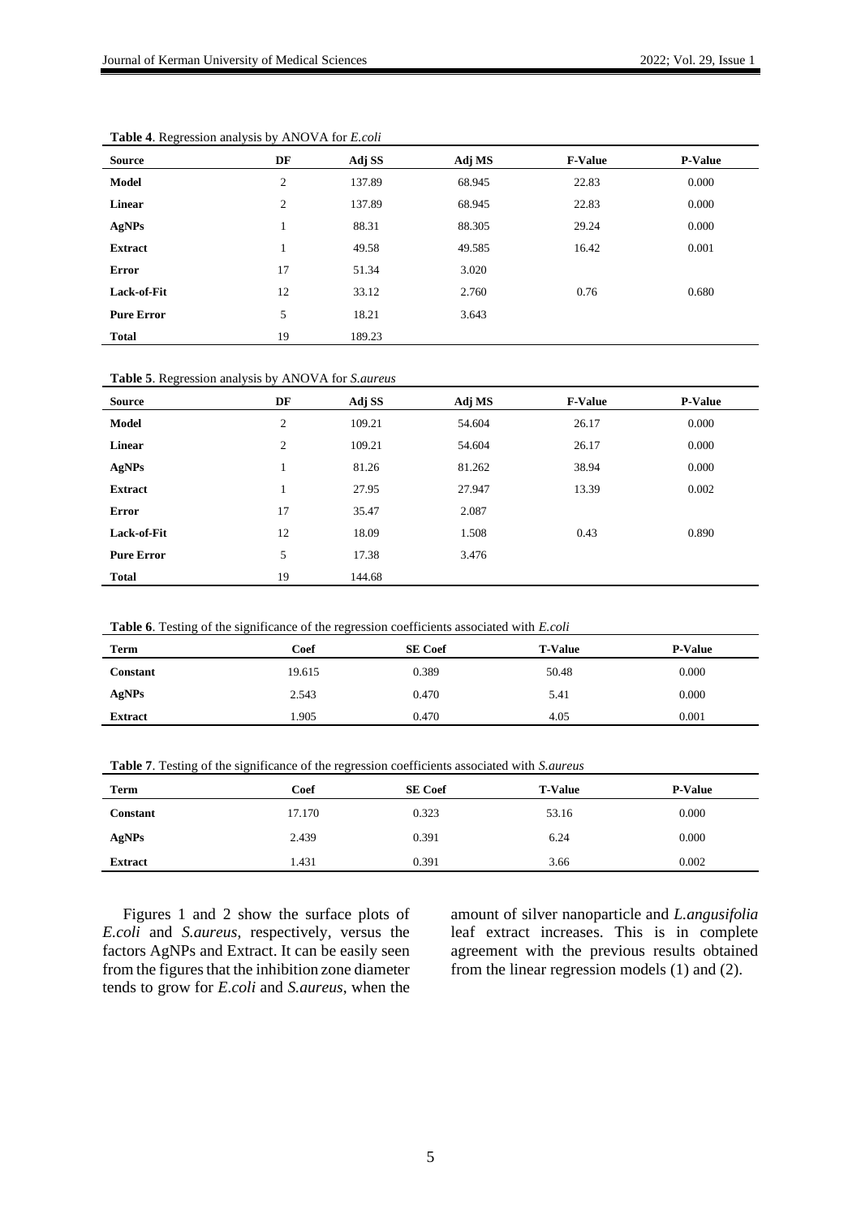**Table 4**. Regression analysis by ANOVA for *E.coli*

| Source | DF | Adj SS | Adj MS | F-Value | P-Value |
|---|---|---|---|---|---|
| **Model** | 2 | 137.89 | 68.945 | 22.83 | 0.000 |
| **Linear** | 2 | 137.89 | 68.945 | 22.83 | 0.000 |
| **AgNPs** | 1 | 88.31 | 88.305 | 29.24 | 0.000 |
| **Extract** | 1 | 49.58 | 49.585 | 16.42 | 0.001 |
| **Error** | 17 | 51.34 | 3.020 | | |
| **Lack-of-Fit** | 12 | 33.12 | 2.760 | 0.76 | 0.680 |
| **Pure Error** | 5 | 18.21 | 3.643 | | |
| **Total** | 19 | 189.23 | | | |

**Table 5**. Regression analysis by ANOVA for *S.aureus*

| Source | DF | Adj SS | Adj MS | F-Value | P-Value |
|---|---|---|---|---|---|
| **Model** | 2 | 109.21 | 54.604 | 26.17 | 0.000 |
| **Linear** | 2 | 109.21 | 54.604 | 26.17 | 0.000 |
| **AgNPs** | 1 | 81.26 | 81.262 | 38.94 | 0.000 |
| **Extract** | 1 | 27.95 | 27.947 | 13.39 | 0.002 |
| **Error** | 17 | 35.47 | 2.087 | | |
| **Lack-of-Fit** | 12 | 18.09 | 1.508 | 0.43 | 0.890 |
| **Pure Error** | 5 | 17.38 | 3.476 | | |
| **Total** | 19 | 144.68 | | | |

**Table 6**. Testing of the significance of the regression coefficients associated with *E.coli*

| Term | Coef | SE Coef | T-Value | P-Value |
|---|---|---|---|---|
| **Constant** | 19.615 | 0.389 | 50.48 | 0.000 |
| **AgNPs** | 2.543 | 0.470 | 5.41 | 0.000 |
| **Extract** | 1.905 | 0.470 | 4.05 | 0.001 |

**Table 7**. Testing of the significance of the regression coefficients associated with *S.aureus*

| Term | Coef | SE Coef | T-Value | P-Value |
|---|---|---|---|---|
| **Constant** | 17.170 | 0.323 | 53.16 | 0.000 |
| **AgNPs** | 2.439 | 0.391 | 6.24 | 0.000 |
| **Extract** | 1.431 | 0.391 | 3.66 | 0.002 |

Figures 1 and 2 show the surface plots of *E.coli* and *S.aureus*, respectively, versus the factors AgNPs and Extract. It can be easily seen from the figures that the inhibition zone diameter tends to grow for *E.coli* and *S.aureus*, when the amount of silver nanoparticle and *L.angusifolia* leaf extract increases. This is in complete agreement with the previous results obtained from the linear regression models (1) and (2).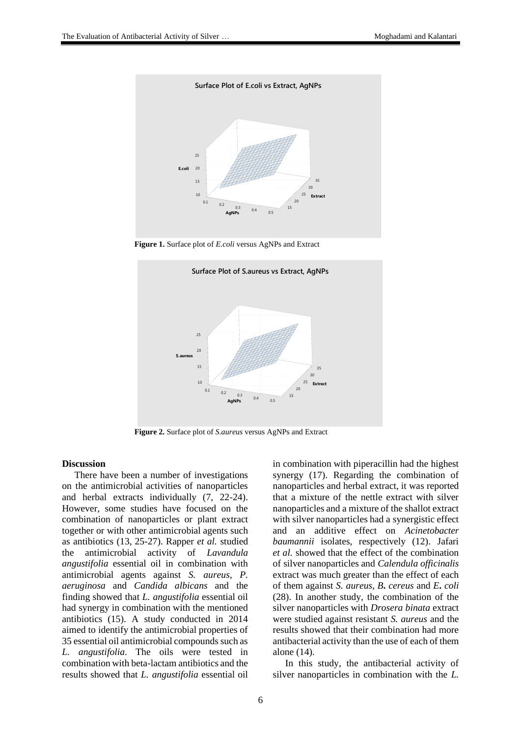**Figure 1.** Surface plot of *E.coli* versus AgNPs and Extract

**Figure 2.** Surface plot of *S.aureus* versus AgNPs and Extract

## Discussion

There have been a number of investigations on the antimicrobial activities of nanoparticles and herbal extracts individually (7, 22-24). However, some studies have focused on the combination of nanoparticles or plant extract together or with other antimicrobial agents such as antibiotics (13, 25-27). Rapper *et al.* studied the antimicrobial activity of *Lavandula angustifolia* essential oil in combination with antimicrobial agents against *S. aureus*, *P. aeruginosa* and *Candida albicans* and the finding showed that *L. angustifolia* essential oil had synergy in combination with the mentioned antibiotics (15). A study conducted in 2014 aimed to identify the antimicrobial properties of 35 essential oil antimicrobial compounds such as *L. angustifolia*. The oils were tested in combination with beta-lactam antibiotics and the results showed that *L. angustifolia* essential oil in combination with piperacillin had the highest synergy (17). Regarding the combination of nanoparticles and herbal extract, it was reported that a mixture of the nettle extract with silver nanoparticles and a mixture of the shallot extract with silver nanoparticles had a synergistic effect and an additive effect on *Acinetobacter baumannii* isolates, respectively (12). Jafari *et al.* showed that the effect of the combination of silver nanoparticles and *Calendula officinalis* extract was much greater than the effect of each of them against *S. aureus*, ***B.** cereus* and ***E.** coli* (28). In another study, the combination of the silver nanoparticles with *Drosera binata* extract were studied against resistant *S. aureus* and the results showed that their combination had more antibacterial activity than the use of each of them alone (14).

In this study, the antibacterial activity of silver nanoparticles in combination with the *L.*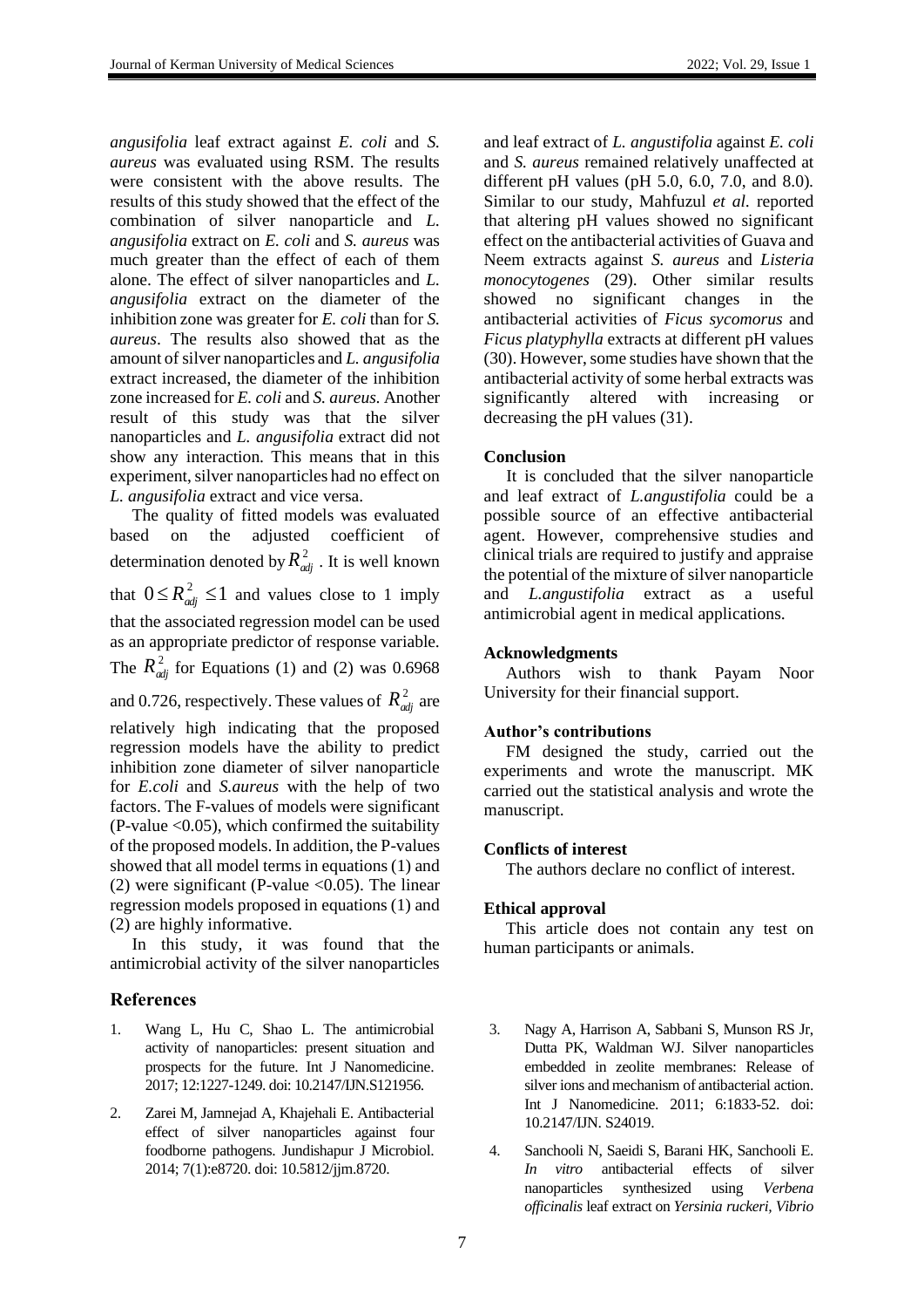*angusifolia* leaf extract against *E. coli* and *S. aureus* was evaluated using RSM. The results were consistent with the above results. The results of this study showed that the effect of the combination of silver nanoparticle and *L. angusifolia* extract on *E. coli* and *S. aureus* was much greater than the effect of each of them alone. The effect of silver nanoparticles and *L. angusifolia* extract on the diameter of the inhibition zone was greater for *E. coli* than for *S. aureus*. The results also showed that as the amount of silver nanoparticles and *L. angusifolia* extract increased, the diameter of the inhibition zone increased for *E. coli* and *S. aureus.* Another result of this study was that the silver nanoparticles and *L. angusifolia* extract did not show any interaction. This means that in this experiment, silver nanoparticles had no effect on *L. angusifolia* extract and vice versa.

The quality of fitted models was evaluated based on the adjusted coefficient of determination denoted by $R^2_{adj}$ . It is well known that $0 \leq R^2_{adj} \leq 1$ and values close to 1 imply that the associated regression model can be used as an appropriate predictor of response variable. The $R^2_{adj}$ for Equations (1) and (2) was 0.6968 and 0.726, respectively. These values of $R^2_{adj}$ are relatively high indicating that the proposed regression models have the ability to predict inhibition zone diameter of silver nanoparticle for *E.coli* and *S.aureus* with the help of two factors. The F-values of models were significant (P-value <0.05), which confirmed the suitability of the proposed models. In addition, the P-values showed that all model terms in equations (1) and (2) were significant (P-value <0.05). The linear regression models proposed in equations (1) and (2) are highly informative.

In this study, it was found that the antimicrobial activity of the silver nanoparticles and leaf extract of *L. angustifolia* against *E. coli* and *S. aureus* remained relatively unaffected at different pH values (pH 5.0, 6.0, 7.0, and 8.0). Similar to our study, Mahfuzul *et al.* reported that altering pH values showed no significant effect on the antibacterial activities of Guava and Neem extracts against *S. aureus* and *Listeria monocytogenes* (29). Other similar results showed no significant changes in the antibacterial activities of *Ficus sycomorus* and *Ficus platyphylla* extracts at different pH values (30). However, some studies have shown that the antibacterial activity of some herbal extracts was significantly altered with increasing or decreasing the pH values (31).

**Conclusion**

It is concluded that the silver nanoparticle and leaf extract of *L.angustifolia* could be a possible source of an effective antibacterial agent. However, comprehensive studies and clinical trials are required to justify and appraise the potential of the mixture of silver nanoparticle and *L.angustifolia* extract as a useful antimicrobial agent in medical applications.

**Acknowledgments**

Authors wish to thank Payam Noor University for their financial support.

**Author's contributions**

FM designed the study, carried out the experiments and wrote the manuscript. MK carried out the statistical analysis and wrote the manuscript.

**Conflicts of interest**

The authors declare no conflict of interest.

**Ethical approval**

This article does not contain any test on human participants or animals.

## References

1. Wang L, Hu C, Shao L. The antimicrobial activity of nanoparticles: present situation and prospects for the future. Int J Nanomedicine. 2017; 12:1227-1249. doi: 10.2147/IJN.S121956.
2. Zarei M, Jamnejad A, Khajehali E. Antibacterial effect of silver nanoparticles against four foodborne pathogens. Jundishapur J Microbiol. 2014; 7(1):e8720. doi: 10.5812/jjm.8720.
3. Nagy A, Harrison A, Sabbani S, Munson RS Jr, Dutta PK, Waldman WJ. Silver nanoparticles embedded in zeolite membranes: Release of silver ions and mechanism of antibacterial action. Int J Nanomedicine. 2011; 6:1833-52. doi: 10.2147/IJN. S24019.
4. Sanchooli N, Saeidi S, Barani HK, Sanchooli E. *In vitro* antibacterial effects of silver nanoparticles synthesized using *Verbena officinalis* leaf extract on *Yersinia ruckeri, Vibrio*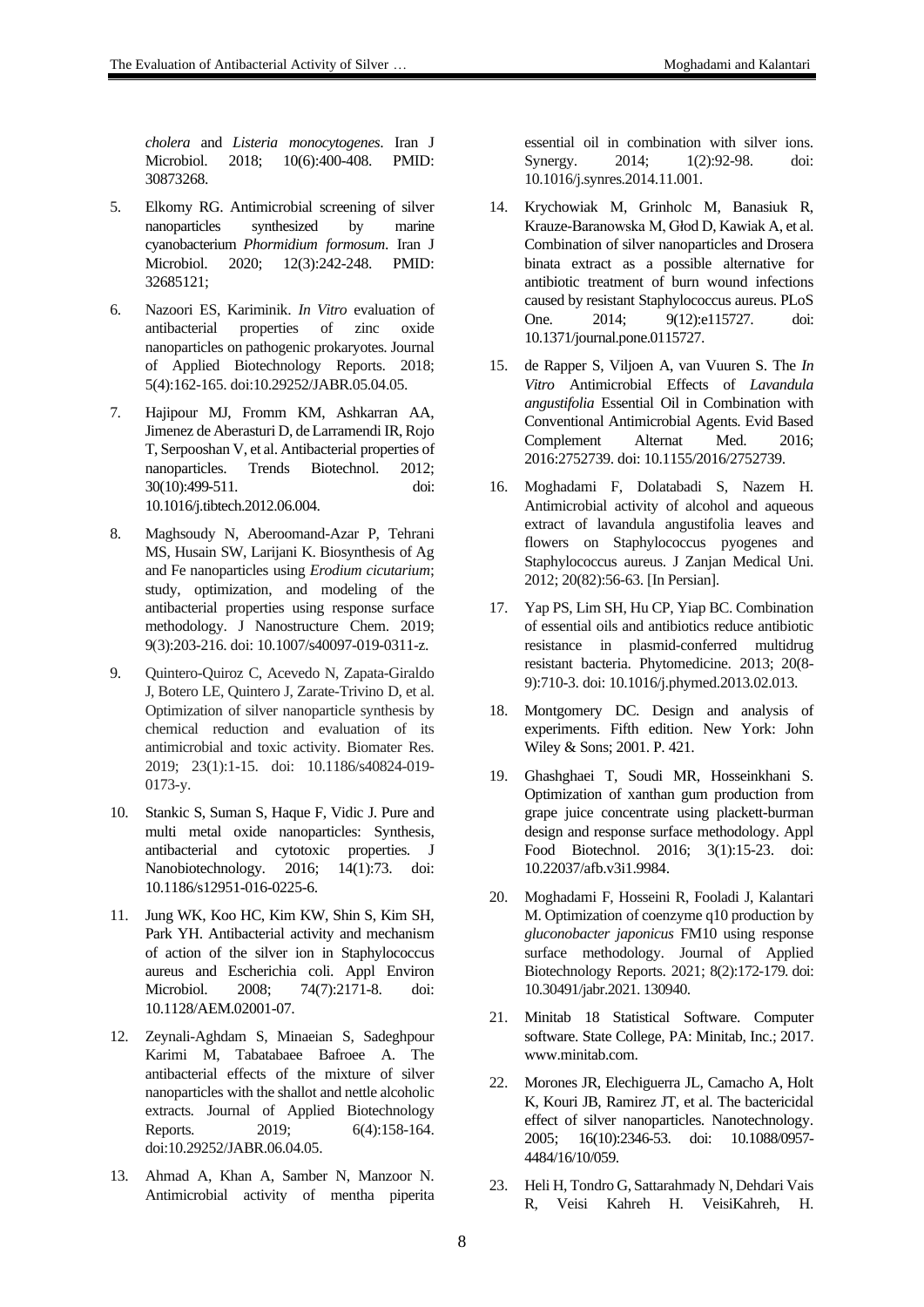*cholera* and *Listeria monocytogenes*. Iran J Microbiol. 2018; 10(6):400-408. PMID: 30873268.

5. Elkomy RG. Antimicrobial screening of silver nanoparticles synthesized by marine cyanobacterium *Phormidium formosum*. Iran J Microbiol. 2020; 12(3):242-248. PMID: 32685121;

6. Nazoori ES, Kariminik. *In Vitro* evaluation of antibacterial properties of zinc oxide nanoparticles on pathogenic prokaryotes. Journal of Applied Biotechnology Reports. 2018; 5(4):162-165. doi:10.29252/JABR.05.04.05.

7. Hajipour MJ, Fromm KM, Ashkarran AA, Jimenez de Aberasturi D, de Larramendi IR, Rojo T, Serpooshan V, et al. Antibacterial properties of nanoparticles. Trends Biotechnol. 2012; 30(10):499-511. doi: 10.1016/j.tibtech.2012.06.004.

8. Maghsoudy N, Aberoomand-Azar P, Tehrani MS, Husain SW, Larijani K. Biosynthesis of Ag and Fe nanoparticles using *Erodium cicutarium*; study, optimization, and modeling of the antibacterial properties using response surface methodology. J Nanostructure Chem. 2019; 9(3):203-216. doi: 10.1007/s40097-019-0311-z.

9. Quintero-Quiroz C, Acevedo N, Zapata-Giraldo J, Botero LE, Quintero J, Zarate-Trivino D, et al. Optimization of silver nanoparticle synthesis by chemical reduction and evaluation of its antimicrobial and toxic activity. Biomater Res. 2019; 23(1):1-15. doi: 10.1186/s40824-019-0173-y.

10. Stankic S, Suman S, Haque F, Vidic J. Pure and multi metal oxide nanoparticles: Synthesis, antibacterial and cytotoxic properties. J Nanobiotechnology. 2016; 14(1):73. doi: 10.1186/s12951-016-0225-6.

11. Jung WK, Koo HC, Kim KW, Shin S, Kim SH, Park YH. Antibacterial activity and mechanism of action of the silver ion in Staphylococcus aureus and Escherichia coli. Appl Environ Microbiol. 2008; 74(7):2171-8. doi: 10.1128/AEM.02001-07.

12. Zeynali-Aghdam S, Minaeian S, Sadeghpour Karimi M, Tabatabaee Bafroee A. The antibacterial effects of the mixture of silver nanoparticles with the shallot and nettle alcoholic extracts. Journal of Applied Biotechnology Reports. 2019; 6(4):158-164. doi:10.29252/JABR.06.04.05.

13. Ahmad A, Khan A, Samber N, Manzoor N. Antimicrobial activity of mentha piperita essential oil in combination with silver ions. Synergy. 2014; 1(2):92-98. doi: 10.1016/j.synres.2014.11.001.

14. Krychowiak M, Grinholc M, Banasiuk R, Krauze-Baranowska M, Głod D, Kawiak A, et al. Combination of silver nanoparticles and Drosera binata extract as a possible alternative for antibiotic treatment of burn wound infections caused by resistant Staphylococcus aureus. PLoS One. 2014; 9(12):e115727. doi: 10.1371/journal.pone.0115727.

15. de Rapper S, Viljoen A, van Vuuren S. The *In Vitro* Antimicrobial Effects of *Lavandula angustifolia* Essential Oil in Combination with Conventional Antimicrobial Agents. Evid Based Complement Alternat Med. 2016; 2016:2752739. doi: 10.1155/2016/2752739.

16. Moghadami F, Dolatabadi S, Nazem H. Antimicrobial activity of alcohol and aqueous extract of lavandula angustifolia leaves and flowers on Staphylococcus pyogenes and Staphylococcus aureus. J Zanjan Medical Uni. 2012; 20(82):56-63. [In Persian].

17. Yap PS, Lim SH, Hu CP, Yiap BC. Combination of essential oils and antibiotics reduce antibiotic resistance in plasmid-conferred multidrug resistant bacteria. Phytomedicine. 2013; 20(8-9):710-3. doi: 10.1016/j.phymed.2013.02.013.

18. Montgomery DC. Design and analysis of experiments. Fifth edition. New York: John Wiley & Sons; 2001. P. 421.

19. Ghashghaei T, Soudi MR, Hosseinkhani S. Optimization of xanthan gum production from grape juice concentrate using plackett-burman design and response surface methodology. Appl Food Biotechnol. 2016; 3(1):15-23. doi: 10.22037/afb.v3i1.9984.

20. Moghadami F, Hosseini R, Fooladi J, Kalantari M. Optimization of coenzyme q10 production by *gluconobacter japonicus* FM10 using response surface methodology. Journal of Applied Biotechnology Reports. 2021; 8(2):172-179. doi: 10.30491/jabr.2021. 130940.

21. Minitab 18 Statistical Software. Computer software. State College, PA: Minitab, Inc.; 2017. www.minitab.com.

22. Morones JR, Elechiguerra JL, Camacho A, Holt K, Kouri JB, Ramirez JT, et al. The bactericidal effect of silver nanoparticles. Nanotechnology. 2005; 16(10):2346-53. doi: 10.1088/0957-4484/16/10/059.

23. Heli H, Tondro G, Sattarahmady N, Dehdari Vais R, Veisi Kahreh H. VeisiKahreh, H.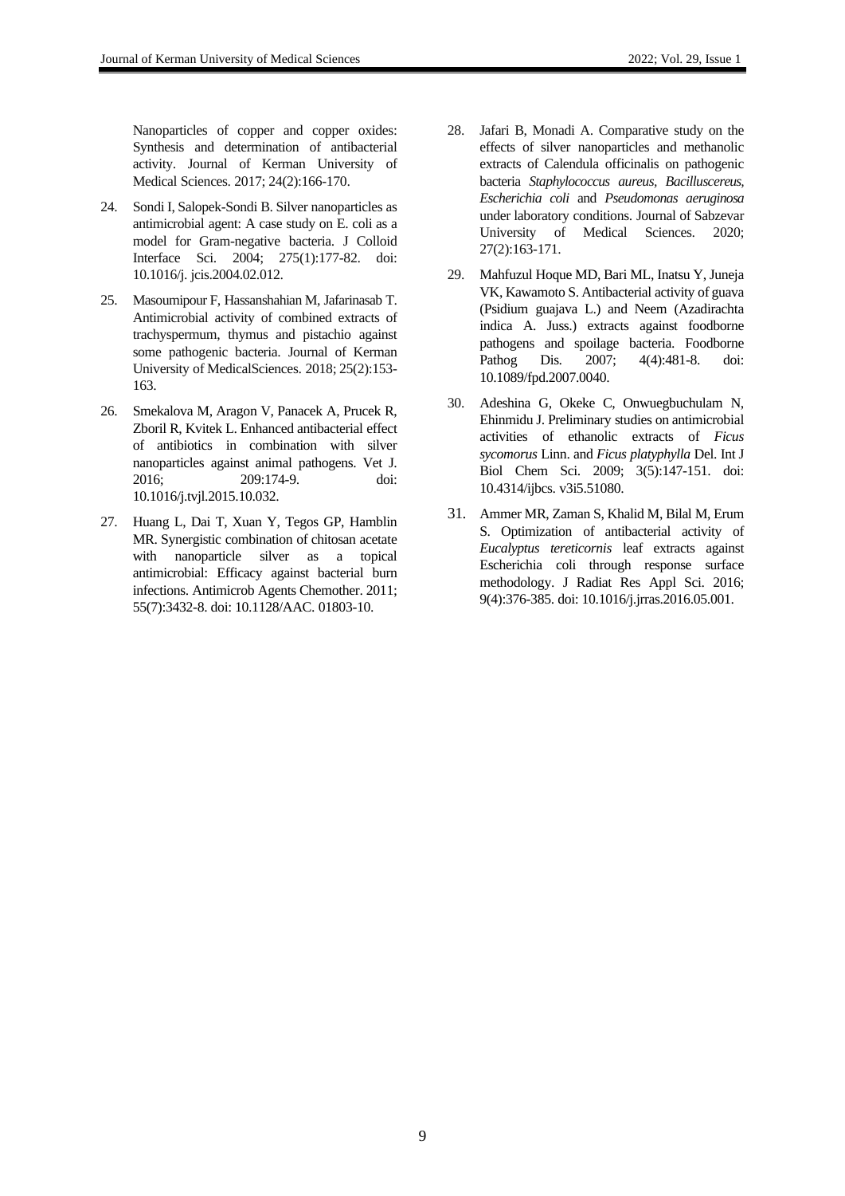Nanoparticles of copper and copper oxides: Synthesis and determination of antibacterial activity. Journal of Kerman University of Medical Sciences. 2017; 24(2):166-170.

24. Sondi I, Salopek-Sondi B. Silver nanoparticles as antimicrobial agent: A case study on E. coli as a model for Gram-negative bacteria. J Colloid Interface Sci. 2004; 275(1):177-82. doi: 10.1016/j. jcis.2004.02.012.

25. Masoumipour F, Hassanshahian M, Jafarinasab T. Antimicrobial activity of combined extracts of trachyspermum, thymus and pistachio against some pathogenic bacteria. Journal of Kerman University of MedicalSciences. 2018; 25(2):153-163.

26. Smekalova M, Aragon V, Panacek A, Prucek R, Zboril R, Kvitek L. Enhanced antibacterial effect of antibiotics in combination with silver nanoparticles against animal pathogens. Vet J. 2016; 209:174-9. doi: 10.1016/j.tvjl.2015.10.032.

27. Huang L, Dai T, Xuan Y, Tegos GP, Hamblin MR. Synergistic combination of chitosan acetate with nanoparticle silver as a topical antimicrobial: Efficacy against bacterial burn infections. Antimicrob Agents Chemother. 2011; 55(7):3432-8. doi: 10.1128/AAC. 01803-10.

28. Jafari B, Monadi A. Comparative study on the effects of silver nanoparticles and methanolic extracts of Calendula officinalis on pathogenic bacteria *Staphylococcus aureus, Bacilluscereus, Escherichia coli* and *Pseudomonas aeruginosa* under laboratory conditions. Journal of Sabzevar University of Medical Sciences. 2020; 27(2):163-171.

29. Mahfuzul Hoque MD, Bari ML, Inatsu Y, Juneja VK, Kawamoto S. Antibacterial activity of guava (Psidium guajava L.) and Neem (Azadirachta indica A. Juss.) extracts against foodborne pathogens and spoilage bacteria. Foodborne Pathog Dis. 2007; 4(4):481-8. doi: 10.1089/fpd.2007.0040.

30. Adeshina G, Okeke C, Onwuegbuchulam N, Ehinmidu J. Preliminary studies on antimicrobial activities of ethanolic extracts of *Ficus sycomorus* Linn. and *Ficus platyphylla* Del. Int J Biol Chem Sci. 2009; 3(5):147-151. doi: 10.4314/ijbcs. v3i5.51080.

31. Ammer MR, Zaman S, Khalid M, Bilal M, Erum S. Optimization of antibacterial activity of *Eucalyptus tereticornis* leaf extracts against Escherichia coli through response surface methodology. J Radiat Res Appl Sci. 2016; 9(4):376-385. doi: 10.1016/j.jrras.2016.05.001.